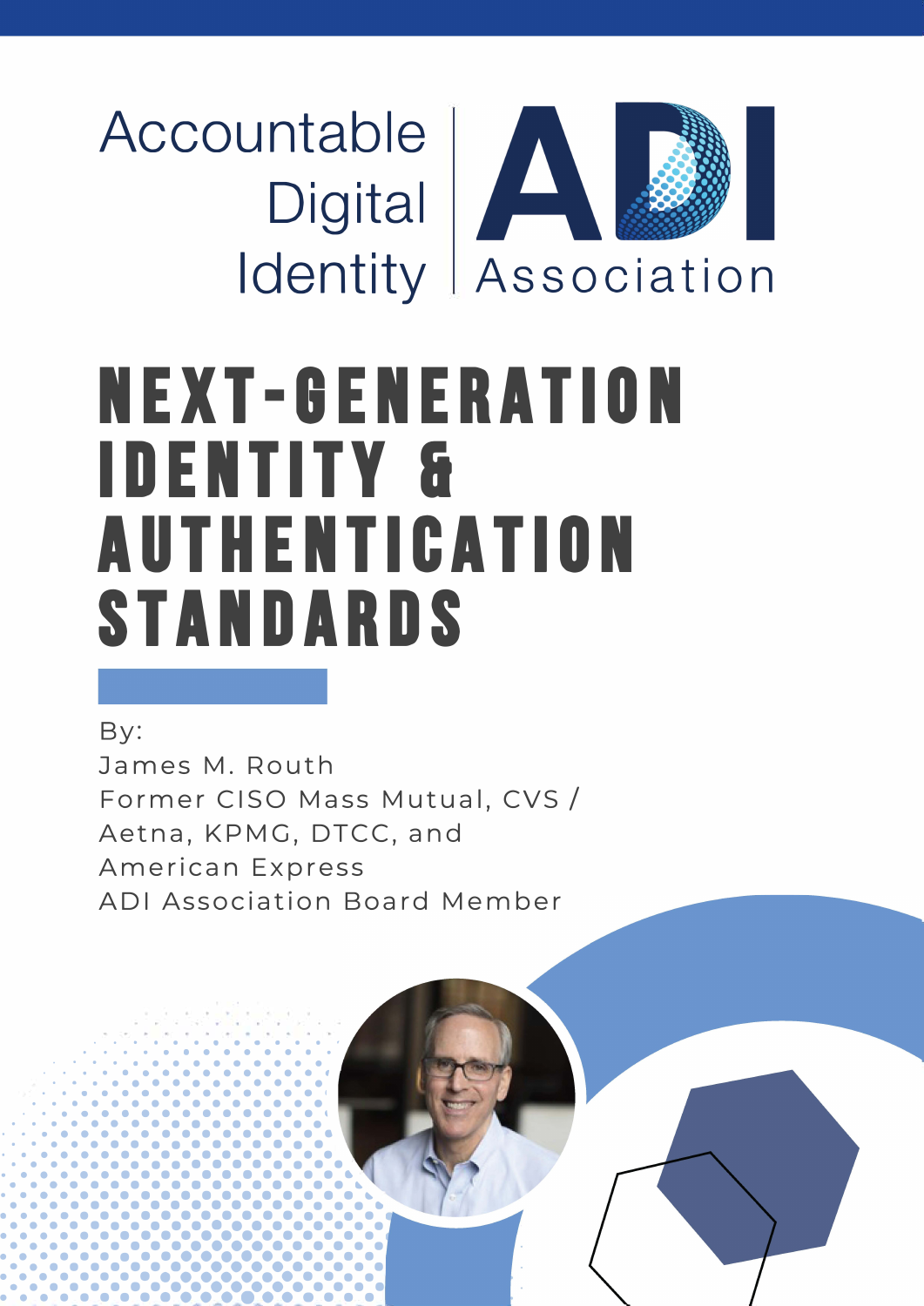Accountable Digital Identity | ADI Association

# NEXT-GENERATION IDENTITY & AUTHENTICATION STANDARDS

By:
James M. Routh
Former CISO Mass Mutual, CVS / Aetna, KPMG, DTCC, and American Express
ADI Association Board Member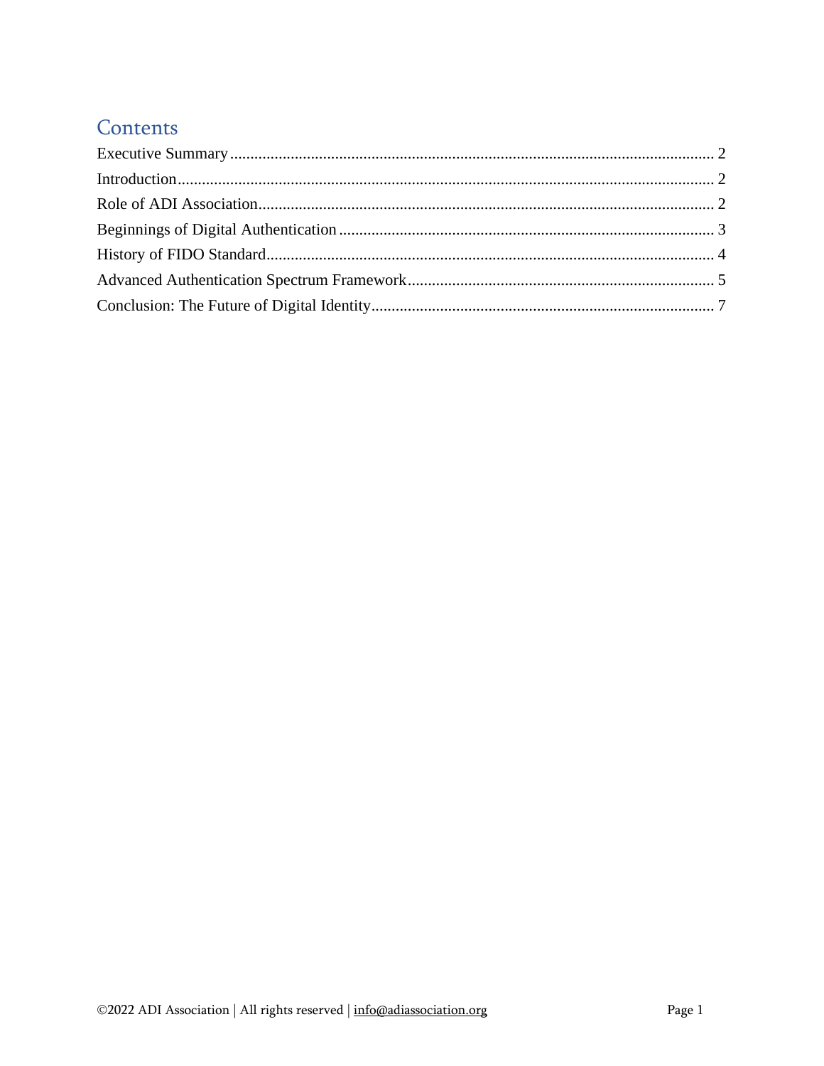# Contents

Executive Summary ........................................................................................................................ 2
Introduction ..................................................................................................................................... 2
Role of ADI Association ................................................................................................................. 2
Beginnings of Digital Authentication ............................................................................................. 3
History of FIDO Standard ............................................................................................................... 4
Advanced Authentication Spectrum Framework ............................................................................ 5
Conclusion: The Future of Digital Identity ..................................................................................... 7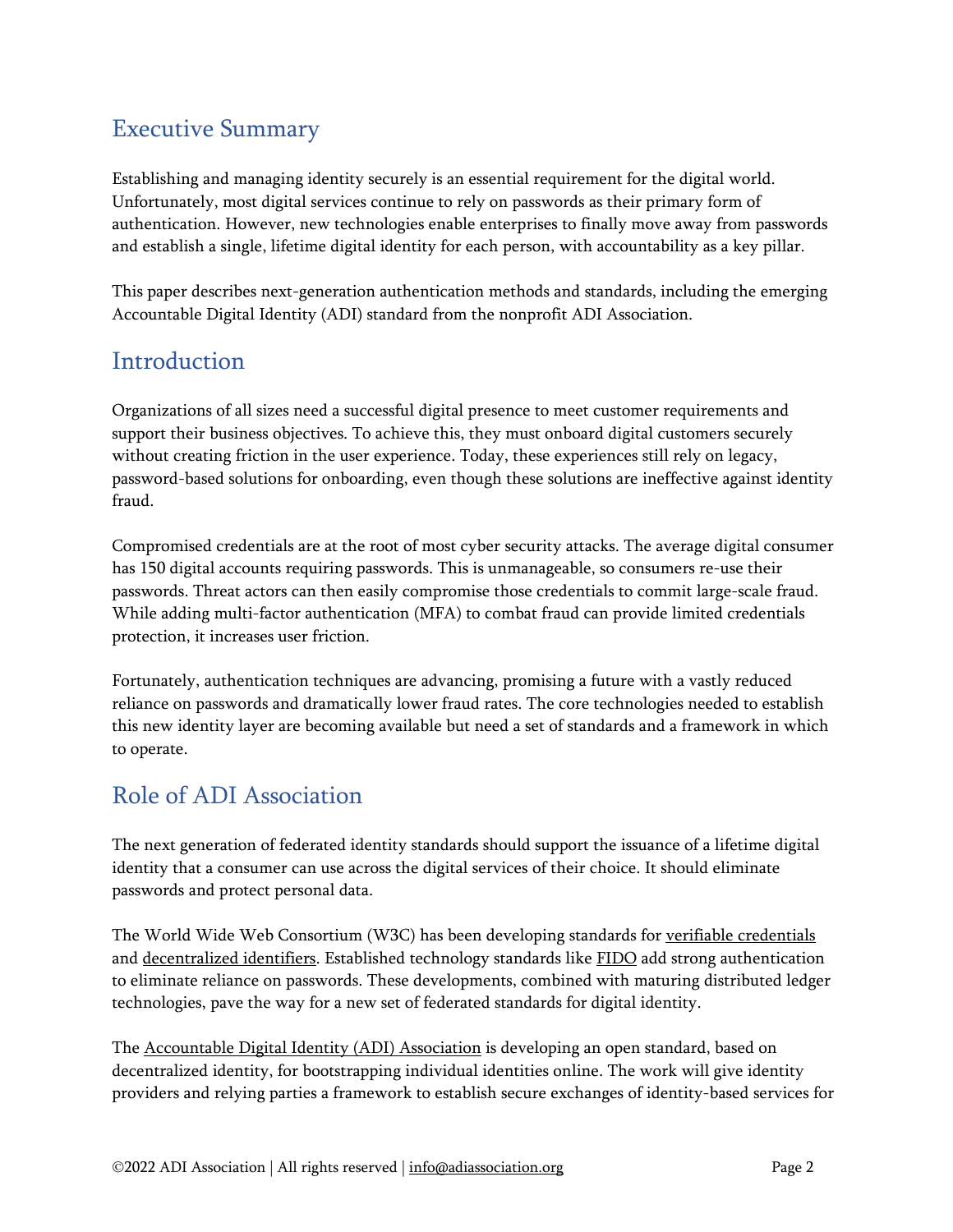## Executive Summary

Establishing and managing identity securely is an essential requirement for the digital world. Unfortunately, most digital services continue to rely on passwords as their primary form of authentication. However, new technologies enable enterprises to finally move away from passwords and establish a single, lifetime digital identity for each person, with accountability as a key pillar.

This paper describes next-generation authentication methods and standards, including the emerging Accountable Digital Identity (ADI) standard from the nonprofit ADI Association.

## Introduction

Organizations of all sizes need a successful digital presence to meet customer requirements and support their business objectives. To achieve this, they must onboard digital customers securely without creating friction in the user experience. Today, these experiences still rely on legacy, password-based solutions for onboarding, even though these solutions are ineffective against identity fraud.

Compromised credentials are at the root of most cyber security attacks. The average digital consumer has 150 digital accounts requiring passwords. This is unmanageable, so consumers re-use their passwords. Threat actors can then easily compromise those credentials to commit large-scale fraud. While adding multi-factor authentication (MFA) to combat fraud can provide limited credentials protection, it increases user friction.

Fortunately, authentication techniques are advancing, promising a future with a vastly reduced reliance on passwords and dramatically lower fraud rates. The core technologies needed to establish this new identity layer are becoming available but need a set of standards and a framework in which to operate.

## Role of ADI Association

The next generation of federated identity standards should support the issuance of a lifetime digital identity that a consumer can use across the digital services of their choice. It should eliminate passwords and protect personal data.

The World Wide Web Consortium (W3C) has been developing standards for verifiable credentials and decentralized identifiers. Established technology standards like FIDO add strong authentication to eliminate reliance on passwords. These developments, combined with maturing distributed ledger technologies, pave the way for a new set of federated standards for digital identity.

The Accountable Digital Identity (ADI) Association is developing an open standard, based on decentralized identity, for bootstrapping individual identities online. The work will give identity providers and relying parties a framework to establish secure exchanges of identity-based services for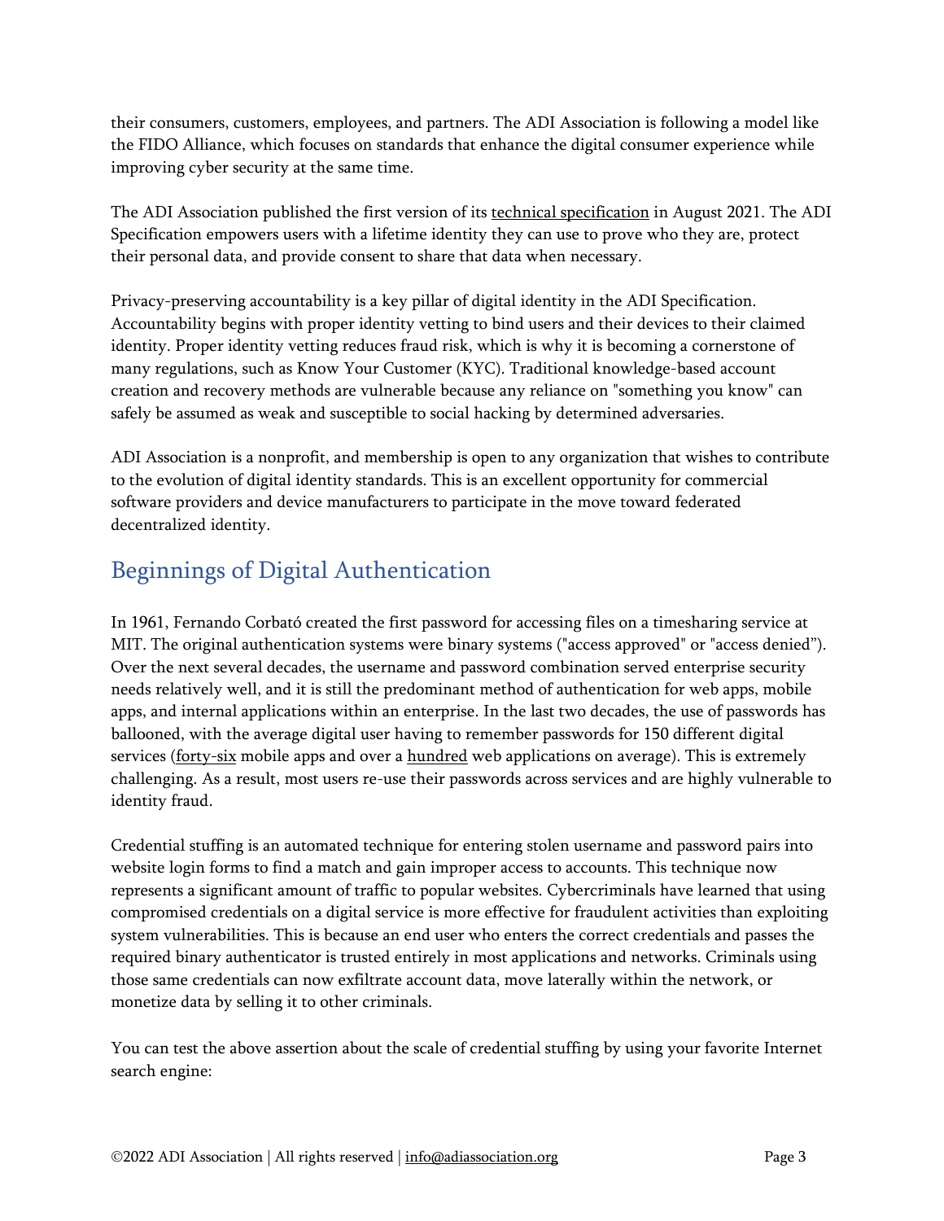their consumers, customers, employees, and partners. The ADI Association is following a model like the FIDO Alliance, which focuses on standards that enhance the digital consumer experience while improving cyber security at the same time.

The ADI Association published the first version of its technical specification in August 2021. The ADI Specification empowers users with a lifetime identity they can use to prove who they are, protect their personal data, and provide consent to share that data when necessary.

Privacy-preserving accountability is a key pillar of digital identity in the ADI Specification. Accountability begins with proper identity vetting to bind users and their devices to their claimed identity. Proper identity vetting reduces fraud risk, which is why it is becoming a cornerstone of many regulations, such as Know Your Customer (KYC). Traditional knowledge-based account creation and recovery methods are vulnerable because any reliance on "something you know" can safely be assumed as weak and susceptible to social hacking by determined adversaries.

ADI Association is a nonprofit, and membership is open to any organization that wishes to contribute to the evolution of digital identity standards. This is an excellent opportunity for commercial software providers and device manufacturers to participate in the move toward federated decentralized identity.

## Beginnings of Digital Authentication

In 1961, Fernando Corbató created the first password for accessing files on a timesharing service at MIT. The original authentication systems were binary systems ("access approved" or "access denied"). Over the next several decades, the username and password combination served enterprise security needs relatively well, and it is still the predominant method of authentication for web apps, mobile apps, and internal applications within an enterprise. In the last two decades, the use of passwords has ballooned, with the average digital user having to remember passwords for 150 different digital services (forty-six mobile apps and over a hundred web applications on average). This is extremely challenging. As a result, most users re-use their passwords across services and are highly vulnerable to identity fraud.

Credential stuffing is an automated technique for entering stolen username and password pairs into website login forms to find a match and gain improper access to accounts. This technique now represents a significant amount of traffic to popular websites. Cybercriminals have learned that using compromised credentials on a digital service is more effective for fraudulent activities than exploiting system vulnerabilities. This is because an end user who enters the correct credentials and passes the required binary authenticator is trusted entirely in most applications and networks. Criminals using those same credentials can now exfiltrate account data, move laterally within the network, or monetize data by selling it to other criminals.

You can test the above assertion about the scale of credential stuffing by using your favorite Internet search engine: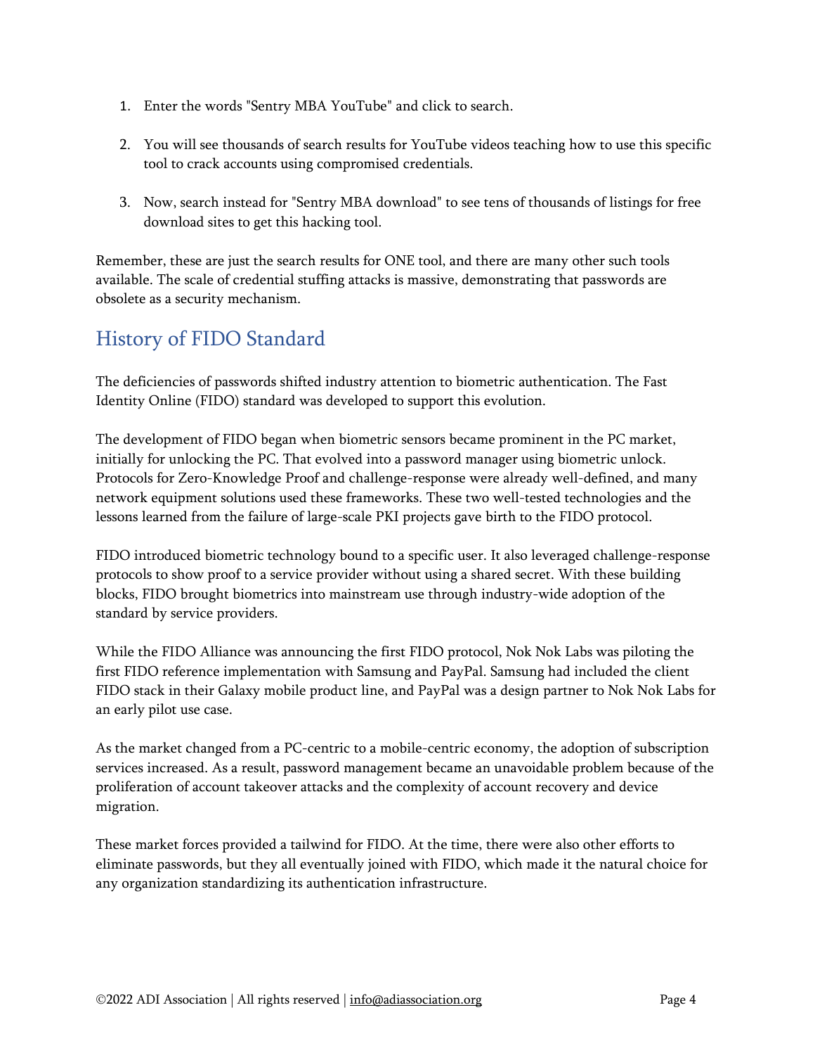1. Enter the words "Sentry MBA YouTube" and click to search.

2. You will see thousands of search results for YouTube videos teaching how to use this specific tool to crack accounts using compromised credentials.

3. Now, search instead for "Sentry MBA download" to see tens of thousands of listings for free download sites to get this hacking tool.

Remember, these are just the search results for ONE tool, and there are many other such tools available. The scale of credential stuffing attacks is massive, demonstrating that passwords are obsolete as a security mechanism.

## History of FIDO Standard

The deficiencies of passwords shifted industry attention to biometric authentication. The Fast Identity Online (FIDO) standard was developed to support this evolution.

The development of FIDO began when biometric sensors became prominent in the PC market, initially for unlocking the PC. That evolved into a password manager using biometric unlock. Protocols for Zero-Knowledge Proof and challenge-response were already well-defined, and many network equipment solutions used these frameworks. These two well-tested technologies and the lessons learned from the failure of large-scale PKI projects gave birth to the FIDO protocol.

FIDO introduced biometric technology bound to a specific user. It also leveraged challenge-response protocols to show proof to a service provider without using a shared secret. With these building blocks, FIDO brought biometrics into mainstream use through industry-wide adoption of the standard by service providers.

While the FIDO Alliance was announcing the first FIDO protocol, Nok Nok Labs was piloting the first FIDO reference implementation with Samsung and PayPal. Samsung had included the client FIDO stack in their Galaxy mobile product line, and PayPal was a design partner to Nok Nok Labs for an early pilot use case.

As the market changed from a PC-centric to a mobile-centric economy, the adoption of subscription services increased. As a result, password management became an unavoidable problem because of the proliferation of account takeover attacks and the complexity of account recovery and device migration.

These market forces provided a tailwind for FIDO. At the time, there were also other efforts to eliminate passwords, but they all eventually joined with FIDO, which made it the natural choice for any organization standardizing its authentication infrastructure.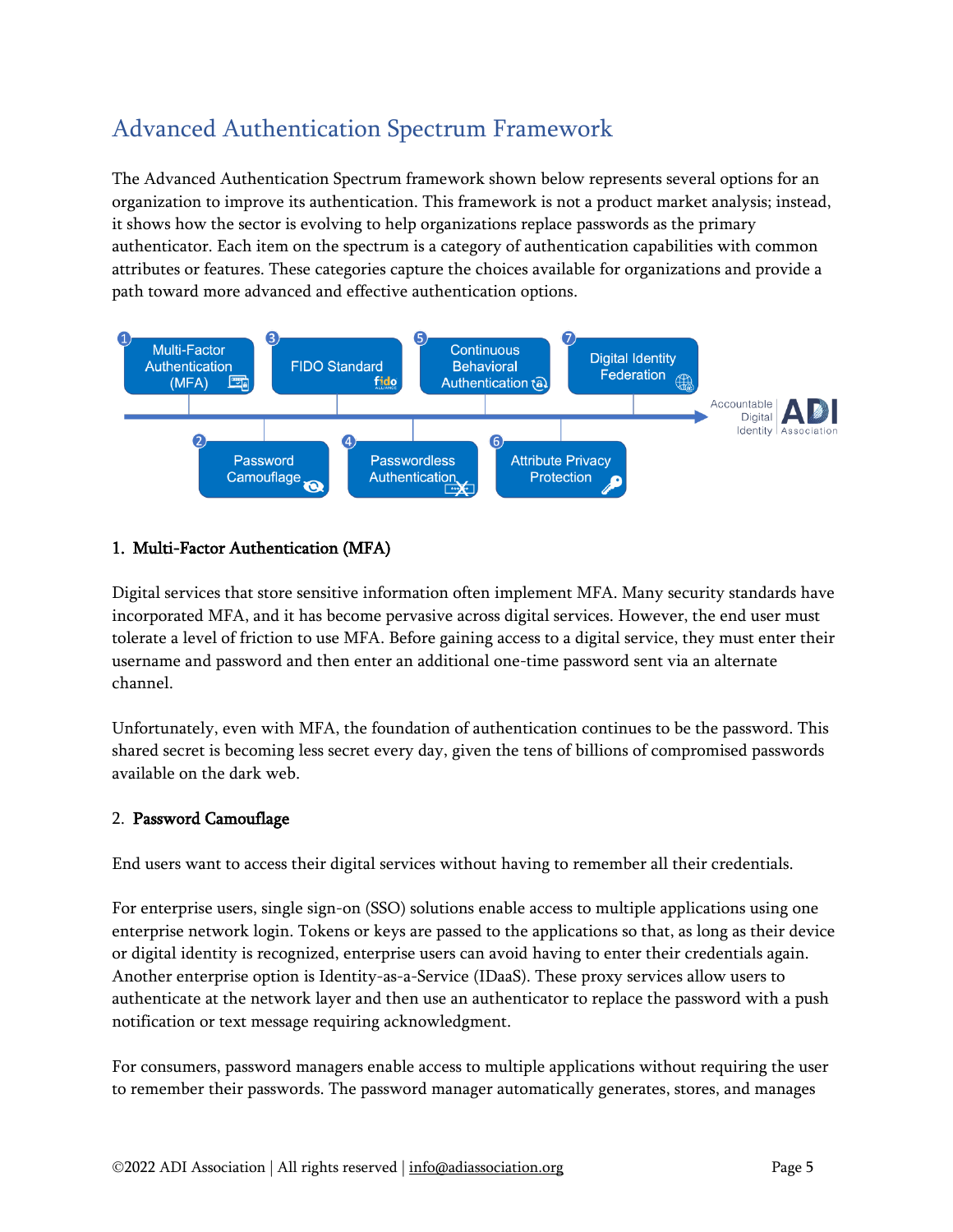## Advanced Authentication Spectrum Framework

The Advanced Authentication Spectrum framework shown below represents several options for an organization to improve its authentication. This framework is not a product market analysis; instead, it shows how the sector is evolving to help organizations replace passwords as the primary authenticator. Each item on the spectrum is a category of authentication capabilities with common attributes or features. These categories capture the choices available for organizations and provide a path toward more advanced and effective authentication options.

### 1. Multi-Factor Authentication (MFA)

Digital services that store sensitive information often implement MFA. Many security standards have incorporated MFA, and it has become pervasive across digital services. However, the end user must tolerate a level of friction to use MFA. Before gaining access to a digital service, they must enter their username and password and then enter an additional one-time password sent via an alternate channel.

Unfortunately, even with MFA, the foundation of authentication continues to be the password. This shared secret is becoming less secret every day, given the tens of billions of compromised passwords available on the dark web.

### 2. Password Camouflage

End users want to access their digital services without having to remember all their credentials.

For enterprise users, single sign-on (SSO) solutions enable access to multiple applications using one enterprise network login. Tokens or keys are passed to the applications so that, as long as their device or digital identity is recognized, enterprise users can avoid having to enter their credentials again. Another enterprise option is Identity-as-a-Service (IDaaS). These proxy services allow users to authenticate at the network layer and then use an authenticator to replace the password with a push notification or text message requiring acknowledgment.

For consumers, password managers enable access to multiple applications without requiring the user to remember their passwords. The password manager automatically generates, stores, and manages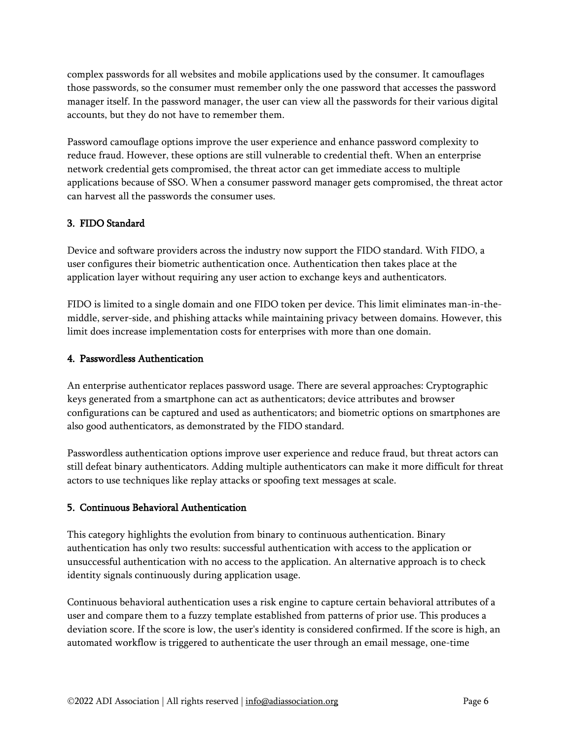complex passwords for all websites and mobile applications used by the consumer. It camouflages those passwords, so the consumer must remember only the one password that accesses the password manager itself. In the password manager, the user can view all the passwords for their various digital accounts, but they do not have to remember them.

Password camouflage options improve the user experience and enhance password complexity to reduce fraud. However, these options are still vulnerable to credential theft. When an enterprise network credential gets compromised, the threat actor can get immediate access to multiple applications because of SSO. When a consumer password manager gets compromised, the threat actor can harvest all the passwords the consumer uses.

### 3. FIDO Standard

Device and software providers across the industry now support the FIDO standard. With FIDO, a user configures their biometric authentication once. Authentication then takes place at the application layer without requiring any user action to exchange keys and authenticators.

FIDO is limited to a single domain and one FIDO token per device. This limit eliminates man-in-the-middle, server-side, and phishing attacks while maintaining privacy between domains. However, this limit does increase implementation costs for enterprises with more than one domain.

### 4. Passwordless Authentication

An enterprise authenticator replaces password usage. There are several approaches: Cryptographic keys generated from a smartphone can act as authenticators; device attributes and browser configurations can be captured and used as authenticators; and biometric options on smartphones are also good authenticators, as demonstrated by the FIDO standard.

Passwordless authentication options improve user experience and reduce fraud, but threat actors can still defeat binary authenticators. Adding multiple authenticators can make it more difficult for threat actors to use techniques like replay attacks or spoofing text messages at scale.

### 5. Continuous Behavioral Authentication

This category highlights the evolution from binary to continuous authentication. Binary authentication has only two results: successful authentication with access to the application or unsuccessful authentication with no access to the application. An alternative approach is to check identity signals continuously during application usage.

Continuous behavioral authentication uses a risk engine to capture certain behavioral attributes of a user and compare them to a fuzzy template established from patterns of prior use. This produces a deviation score. If the score is low, the user's identity is considered confirmed. If the score is high, an automated workflow is triggered to authenticate the user through an email message, one-time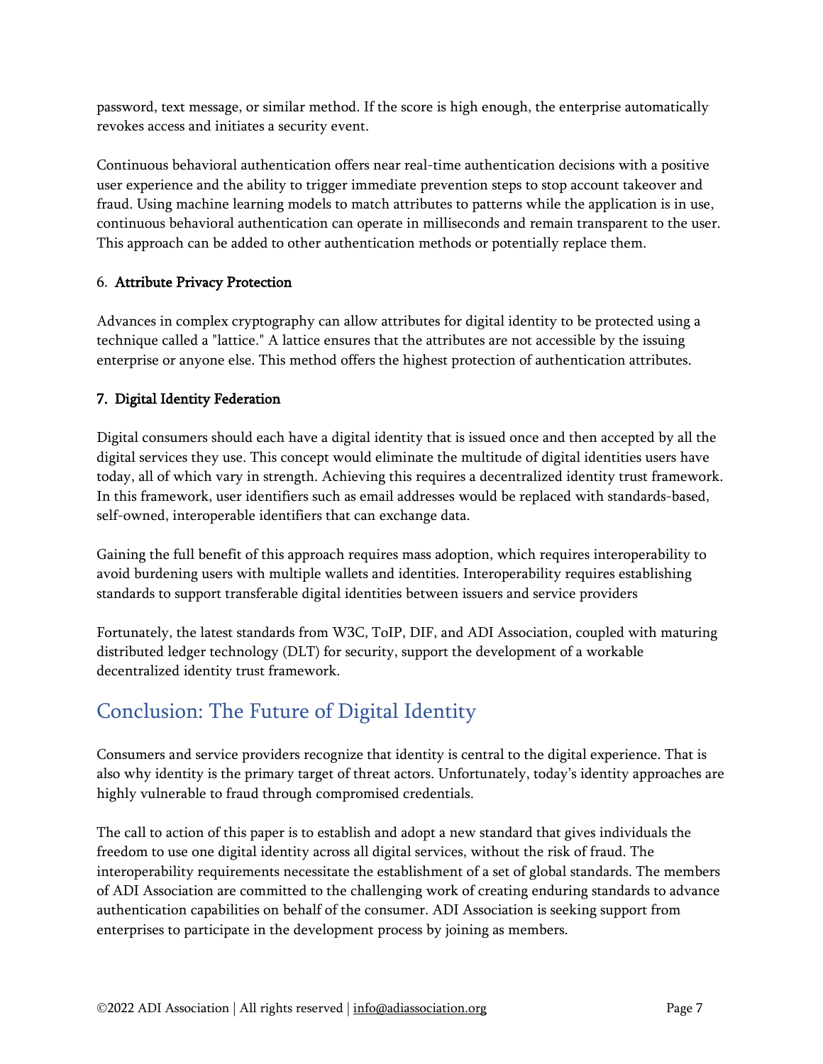password, text message, or similar method. If the score is high enough, the enterprise automatically revokes access and initiates a security event.

Continuous behavioral authentication offers near real-time authentication decisions with a positive user experience and the ability to trigger immediate prevention steps to stop account takeover and fraud. Using machine learning models to match attributes to patterns while the application is in use, continuous behavioral authentication can operate in milliseconds and remain transparent to the user. This approach can be added to other authentication methods or potentially replace them.

6. Attribute Privacy Protection

Advances in complex cryptography can allow attributes for digital identity to be protected using a technique called a "lattice." A lattice ensures that the attributes are not accessible by the issuing enterprise or anyone else. This method offers the highest protection of authentication attributes.

**7. Digital Identity Federation**

Digital consumers should each have a digital identity that is issued once and then accepted by all the digital services they use. This concept would eliminate the multitude of digital identities users have today, all of which vary in strength. Achieving this requires a decentralized identity trust framework. In this framework, user identifiers such as email addresses would be replaced with standards-based, self-owned, interoperable identifiers that can exchange data.

Gaining the full benefit of this approach requires mass adoption, which requires interoperability to avoid burdening users with multiple wallets and identities. Interoperability requires establishing standards to support transferable digital identities between issuers and service providers

Fortunately, the latest standards from W3C, ToIP, DIF, and ADI Association, coupled with maturing distributed ledger technology (DLT) for security, support the development of a workable decentralized identity trust framework.

## Conclusion: The Future of Digital Identity

Consumers and service providers recognize that identity is central to the digital experience. That is also why identity is the primary target of threat actors. Unfortunately, today's identity approaches are highly vulnerable to fraud through compromised credentials.

The call to action of this paper is to establish and adopt a new standard that gives individuals the freedom to use one digital identity across all digital services, without the risk of fraud. The interoperability requirements necessitate the establishment of a set of global standards. The members of ADI Association are committed to the challenging work of creating enduring standards to advance authentication capabilities on behalf of the consumer. ADI Association is seeking support from enterprises to participate in the development process by joining as members.